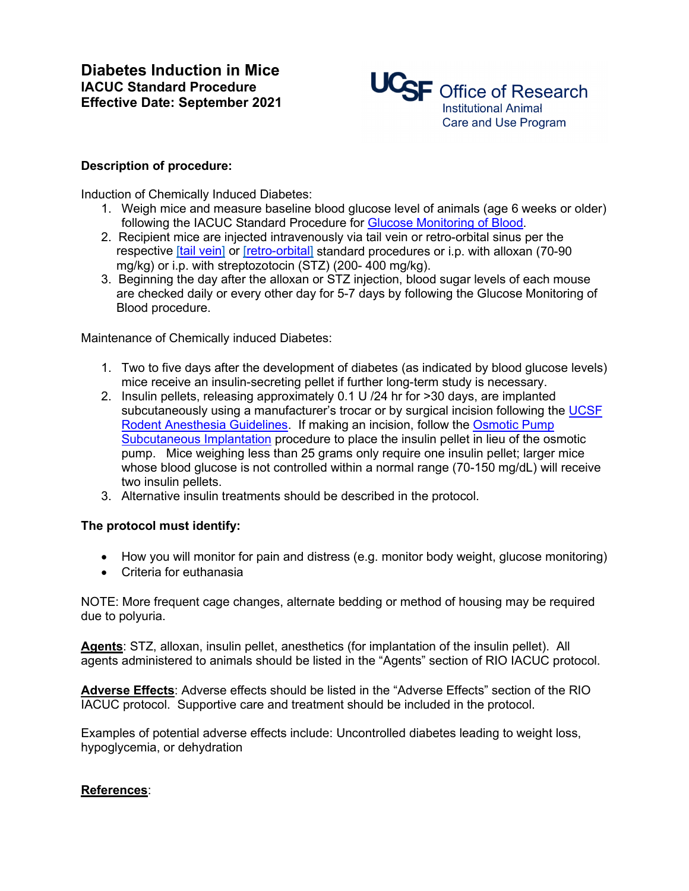# Diabetes Induction in Mice

**IACUC Standard Procedure**
**Effective Date: September 2021**

UCSF Office of Research
Institutional Animal Care and Use Program

**Description of procedure:**

Induction of Chemically Induced Diabetes:

1. Weigh mice and measure baseline blood glucose level of animals (age 6 weeks or older) following the IACUC Standard Procedure for Glucose Monitoring of Blood.
2. Recipient mice are injected intravenously via tail vein or retro-orbital sinus per the respective [tail vein] or [retro-orbital] standard procedures or i.p. with alloxan (70-90 mg/kg) or i.p. with streptozotocin (STZ) (200- 400 mg/kg).
3. Beginning the day after the alloxan or STZ injection, blood sugar levels of each mouse are checked daily or every other day for 5-7 days by following the Glucose Monitoring of Blood procedure.

Maintenance of Chemically induced Diabetes:

1. Two to five days after the development of diabetes (as indicated by blood glucose levels) mice receive an insulin-secreting pellet if further long-term study is necessary.
2. Insulin pellets, releasing approximately 0.1 U /24 hr for >30 days, are implanted subcutaneously using a manufacturer's trocar or by surgical incision following the UCSF Rodent Anesthesia Guidelines. If making an incision, follow the Osmotic Pump Subcutaneous Implantation procedure to place the insulin pellet in lieu of the osmotic pump. Mice weighing less than 25 grams only require one insulin pellet; larger mice whose blood glucose is not controlled within a normal range (70-150 mg/dL) will receive two insulin pellets.
3. Alternative insulin treatments should be described in the protocol.

**The protocol must identify:**

- How you will monitor for pain and distress (e.g. monitor body weight, glucose monitoring)
- Criteria for euthanasia

NOTE: More frequent cage changes, alternate bedding or method of housing may be required due to polyuria.

**Agents**: STZ, alloxan, insulin pellet, anesthetics (for implantation of the insulin pellet). All agents administered to animals should be listed in the "Agents" section of RIO IACUC protocol.

**Adverse Effects**: Adverse effects should be listed in the "Adverse Effects" section of the RIO IACUC protocol. Supportive care and treatment should be included in the protocol.

Examples of potential adverse effects include: Uncontrolled diabetes leading to weight loss, hypoglycemia, or dehydration

**References**: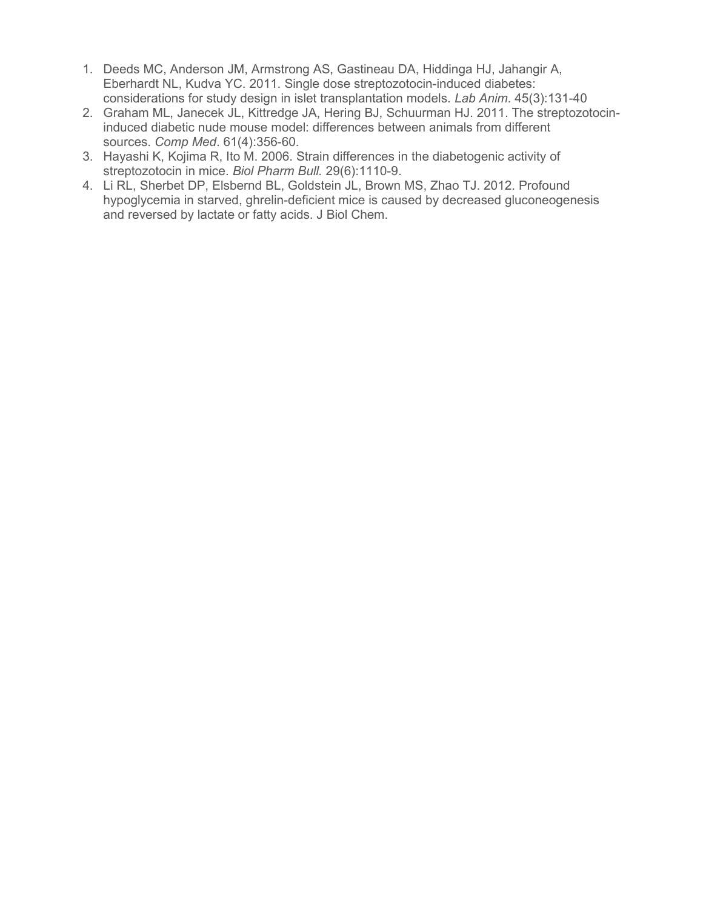1. Deeds MC, Anderson JM, Armstrong AS, Gastineau DA, Hiddinga HJ, Jahangir A, Eberhardt NL, Kudva YC. 2011. Single dose streptozotocin-induced diabetes: considerations for study design in islet transplantation models. *Lab Anim*. 45(3):131-40
2. Graham ML, Janecek JL, Kittredge JA, Hering BJ, Schuurman HJ. 2011. The streptozotocin-induced diabetic nude mouse model: differences between animals from different sources. *Comp Med*. 61(4):356-60.
3. Hayashi K, Kojima R, Ito M. 2006. Strain differences in the diabetogenic activity of streptozotocin in mice. *Biol Pharm Bull.* 29(6):1110-9.
4. Li RL, Sherbet DP, Elsbernd BL, Goldstein JL, Brown MS, Zhao TJ. 2012. Profound hypoglycemia in starved, ghrelin-deficient mice is caused by decreased gluconeogenesis and reversed by lactate or fatty acids. J Biol Chem.